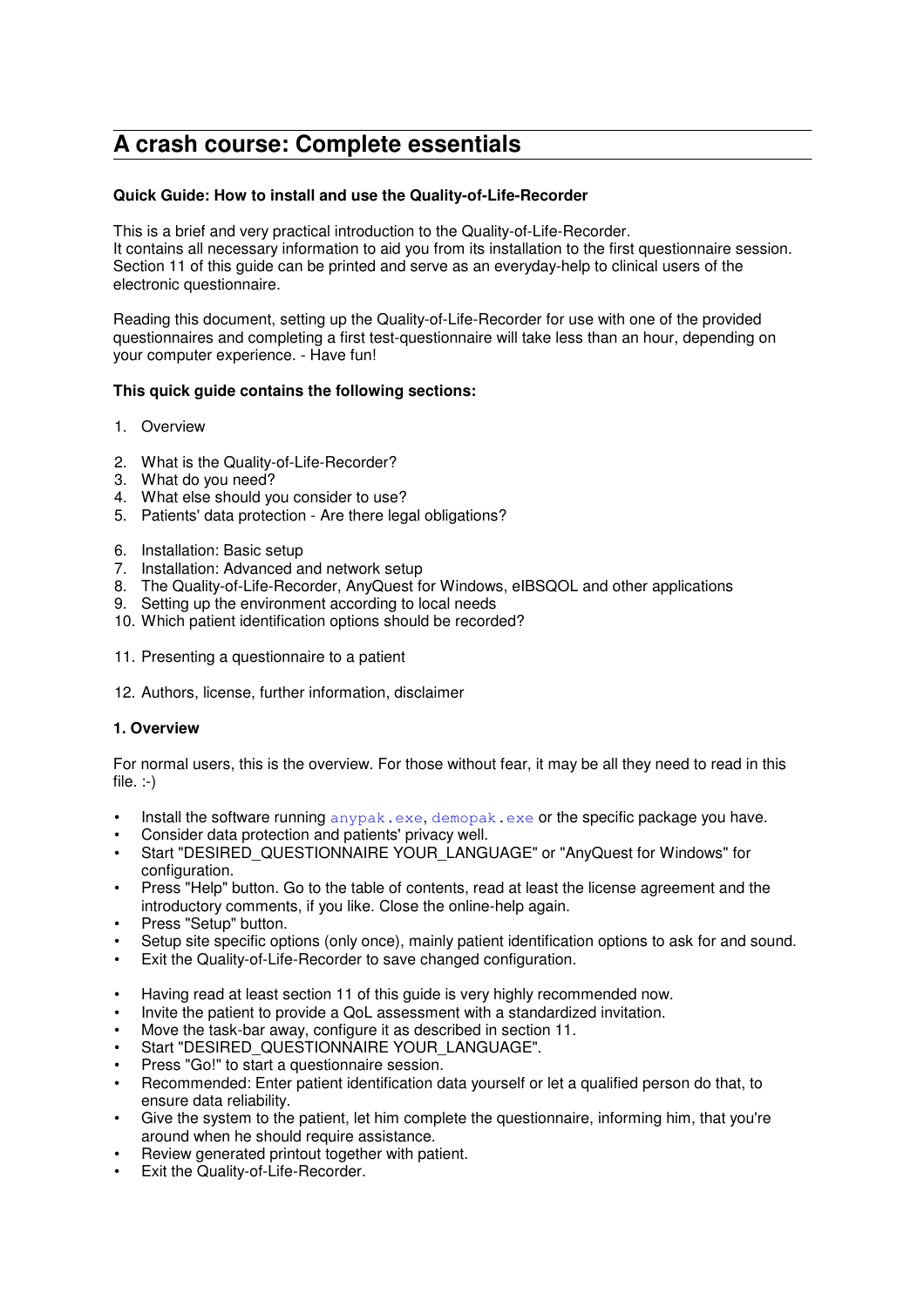# A crash course: Complete essentials

**Quick Guide: How to install and use the Quality-of-Life-Recorder**

This is a brief and very practical introduction to the Quality-of-Life-Recorder.
It contains all necessary information to aid you from its installation to the first questionnaire session.
Section 11 of this guide can be printed and serve as an everyday-help to clinical users of the electronic questionnaire.

Reading this document, setting up the Quality-of-Life-Recorder for use with one of the provided questionnaires and completing a first test-questionnaire will take less than an hour, depending on your computer experience. - Have fun!

**This quick guide contains the following sections:**

1. Overview

2. What is the Quality-of-Life-Recorder?
3. What do you need?
4. What else should you consider to use?
5. Patients' data protection - Are there legal obligations?

6. Installation: Basic setup
7. Installation: Advanced and network setup
8. The Quality-of-Life-Recorder, AnyQuest for Windows, eIBSQOL and other applications
9. Setting up the environment according to local needs
10. Which patient identification options should be recorded?

11. Presenting a questionnaire to a patient

12. Authors, license, further information, disclaimer

**1. Overview**

For normal users, this is the overview. For those without fear, it may be all they need to read in this file. :-)

- Install the software running `anypak.exe`, `demopak.exe` or the specific package you have.
- Consider data protection and patients' privacy well.
- Start "DESIRED_QUESTIONNAIRE YOUR_LANGUAGE" or "AnyQuest for Windows" for configuration.
- Press "Help" button. Go to the table of contents, read at least the license agreement and the introductory comments, if you like. Close the online-help again.
- Press "Setup" button.
- Setup site specific options (only once), mainly patient identification options to ask for and sound.
- Exit the Quality-of-Life-Recorder to save changed configuration.

- Having read at least section 11 of this guide is very highly recommended now.
- Invite the patient to provide a QoL assessment with a standardized invitation.
- Move the task-bar away, configure it as described in section 11.
- Start "DESIRED_QUESTIONNAIRE YOUR_LANGUAGE".
- Press "Go!" to start a questionnaire session.
- Recommended: Enter patient identification data yourself or let a qualified person do that, to ensure data reliability.
- Give the system to the patient, let him complete the questionnaire, informing him, that you're around when he should require assistance.
- Review generated printout together with patient.
- Exit the Quality-of-Life-Recorder.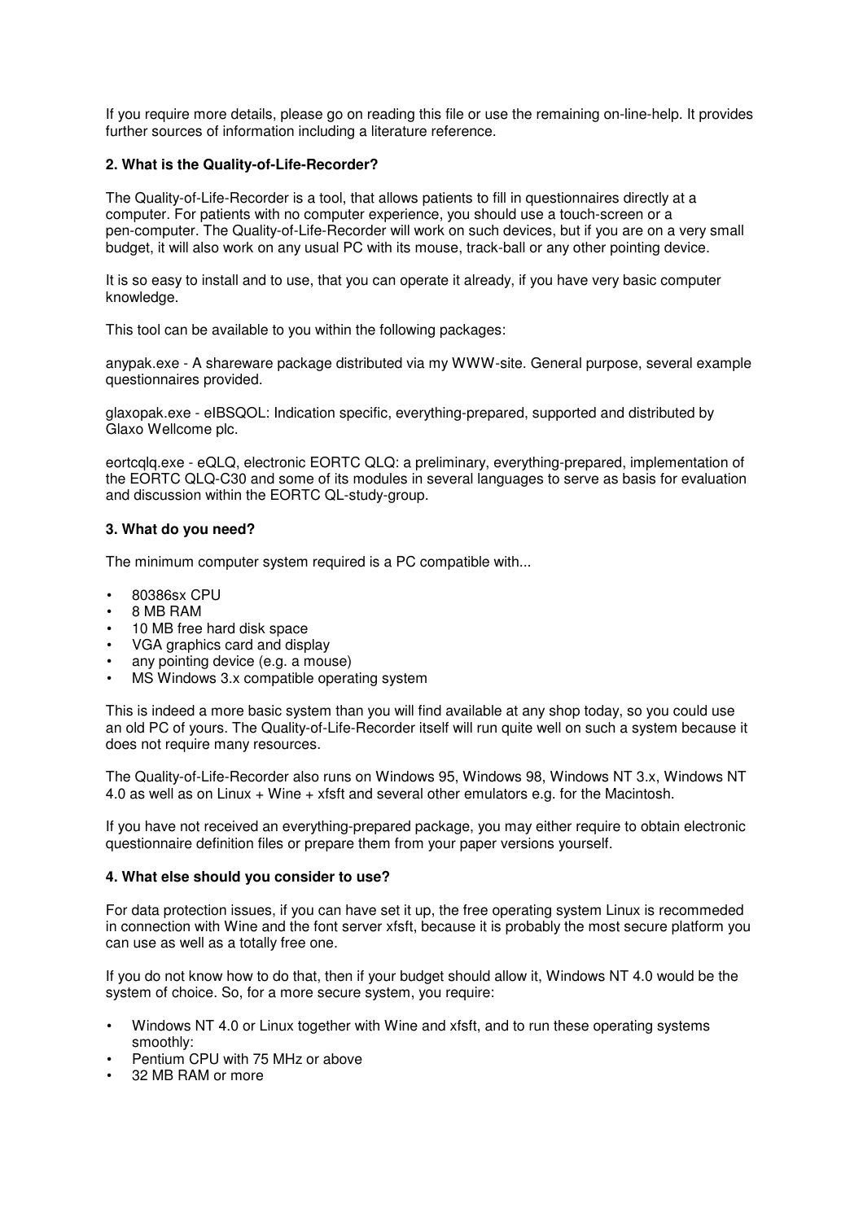If you require more details, please go on reading this file or use the remaining on-line-help. It provides further sources of information including a literature reference.

### 2. What is the Quality-of-Life-Recorder?

The Quality-of-Life-Recorder is a tool, that allows patients to fill in questionnaires directly at a computer. For patients with no computer experience, you should use a touch-screen or a pen-computer. The Quality-of-Life-Recorder will work on such devices, but if you are on a very small budget, it will also work on any usual PC with its mouse, track-ball or any other pointing device.

It is so easy to install and to use, that you can operate it already, if you have very basic computer knowledge.

This tool can be available to you within the following packages:

anypak.exe - A shareware package distributed via my WWW-site. General purpose, several example questionnaires provided.

glaxopak.exe - eIBSQOL: Indication specific, everything-prepared, supported and distributed by Glaxo Wellcome plc.

eortcqlq.exe - eQLQ, electronic EORTC QLQ: a preliminary, everything-prepared, implementation of the EORTC QLQ-C30 and some of its modules in several languages to serve as basis for evaluation and discussion within the EORTC QL-study-group.

### 3. What do you need?

The minimum computer system required is a PC compatible with...

- 80386sx CPU
- 8 MB RAM
- 10 MB free hard disk space
- VGA graphics card and display
- any pointing device (e.g. a mouse)
- MS Windows 3.x compatible operating system

This is indeed a more basic system than you will find available at any shop today, so you could use an old PC of yours. The Quality-of-Life-Recorder itself will run quite well on such a system because it does not require many resources.

The Quality-of-Life-Recorder also runs on Windows 95, Windows 98, Windows NT 3.x, Windows NT 4.0 as well as on Linux + Wine + xfsft and several other emulators e.g. for the Macintosh.

If you have not received an everything-prepared package, you may either require to obtain electronic questionnaire definition files or prepare them from your paper versions yourself.

### 4. What else should you consider to use?

For data protection issues, if you can have set it up, the free operating system Linux is recommeded in connection with Wine and the font server xfsft, because it is probably the most secure platform you can use as well as a totally free one.

If you do not know how to do that, then if your budget should allow it, Windows NT 4.0 would be the system of choice. So, for a more secure system, you require:

- Windows NT 4.0 or Linux together with Wine and xfsft, and to run these operating systems smoothly:
- Pentium CPU with 75 MHz or above
- 32 MB RAM or more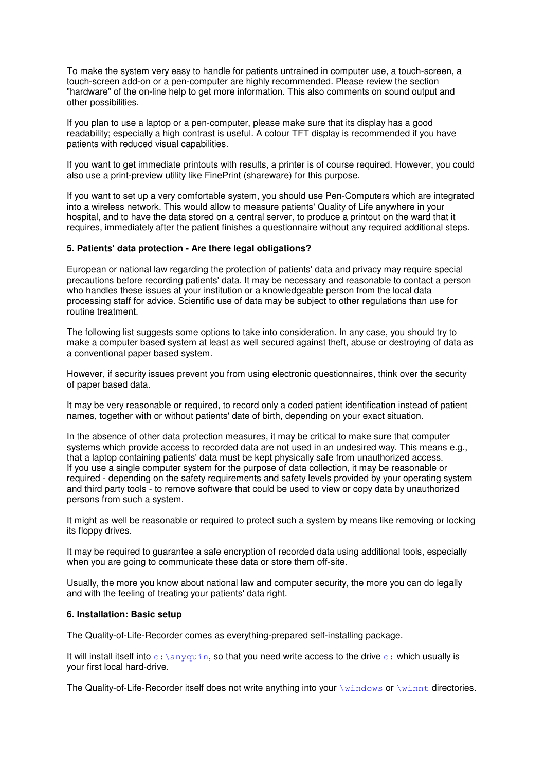To make the system very easy to handle for patients untrained in computer use, a touch-screen, a touch-screen add-on or a pen-computer are highly recommended. Please review the section "hardware" of the on-line help to get more information. This also comments on sound output and other possibilities.

If you plan to use a laptop or a pen-computer, please make sure that its display has a good readability; especially a high contrast is useful. A colour TFT display is recommended if you have patients with reduced visual capabilities.

If you want to get immediate printouts with results, a printer is of course required. However, you could also use a print-preview utility like FinePrint (shareware) for this purpose.

If you want to set up a very comfortable system, you should use Pen-Computers which are integrated into a wireless network. This would allow to measure patients' Quality of Life anywhere in your hospital, and to have the data stored on a central server, to produce a printout on the ward that it requires, immediately after the patient finishes a questionnaire without any required additional steps.

### 5. Patients' data protection - Are there legal obligations?

European or national law regarding the protection of patients' data and privacy may require special precautions before recording patients' data. It may be necessary and reasonable to contact a person who handles these issues at your institution or a knowledgeable person from the local data processing staff for advice. Scientific use of data may be subject to other regulations than use for routine treatment.

The following list suggests some options to take into consideration. In any case, you should try to make a computer based system at least as well secured against theft, abuse or destroying of data as a conventional paper based system.

However, if security issues prevent you from using electronic questionnaires, think over the security of paper based data.

It may be very reasonable or required, to record only a coded patient identification instead of patient names, together with or without patients' date of birth, depending on your exact situation.

In the absence of other data protection measures, it may be critical to make sure that computer systems which provide access to recorded data are not used in an undesired way. This means e.g., that a laptop containing patients' data must be kept physically safe from unauthorized access.
If you use a single computer system for the purpose of data collection, it may be reasonable or required - depending on the safety requirements and safety levels provided by your operating system and third party tools - to remove software that could be used to view or copy data by unauthorized persons from such a system.

It might as well be reasonable or required to protect such a system by means like removing or locking its floppy drives.

It may be required to guarantee a safe encryption of recorded data using additional tools, especially when you are going to communicate these data or store them off-site.

Usually, the more you know about national law and computer security, the more you can do legally and with the feeling of treating your patients' data right.

### 6. Installation: Basic setup

The Quality-of-Life-Recorder comes as everything-prepared self-installing package.

It will install itself into `c:\anyquin`, so that you need write access to the drive `c:` which usually is your first local hard-drive.

The Quality-of-Life-Recorder itself does not write anything into your `\windows` or `\winnt` directories.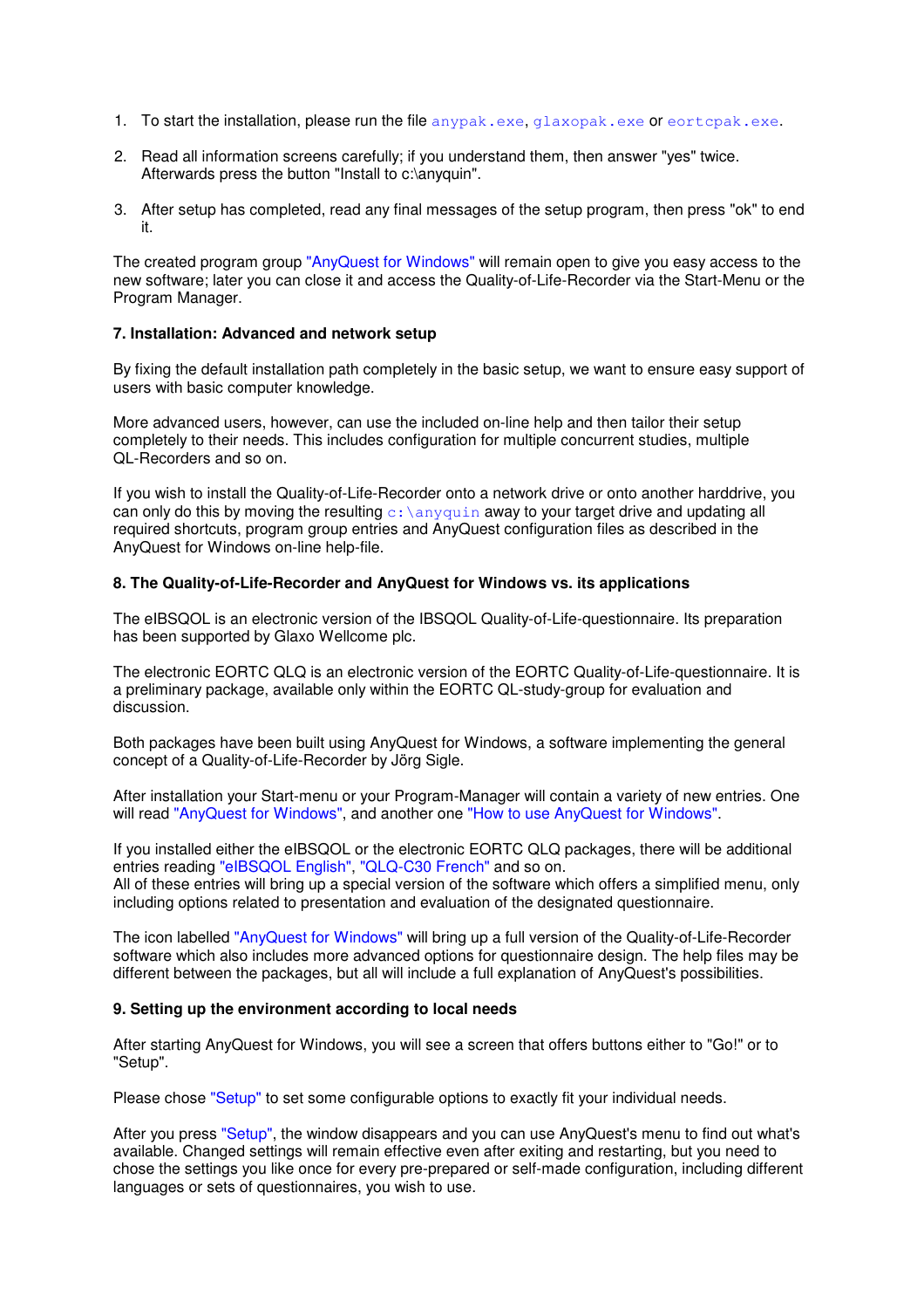1. To start the installation, please run the file `anypak.exe`, `glaxopak.exe` or `eortcpak.exe`.

2. Read all information screens carefully; if you understand them, then answer "yes" twice. Afterwards press the button "Install to c:\anyquin".

3. After setup has completed, read any final messages of the setup program, then press "ok" to end it.

The created program group "AnyQuest for Windows" will remain open to give you easy access to the new software; later you can close it and access the Quality-of-Life-Recorder via the Start-Menu or the Program Manager.

**7. Installation: Advanced and network setup**

By fixing the default installation path completely in the basic setup, we want to ensure easy support of users with basic computer knowledge.

More advanced users, however, can use the included on-line help and then tailor their setup completely to their needs. This includes configuration for multiple concurrent studies, multiple QL-Recorders and so on.

If you wish to install the Quality-of-Life-Recorder onto a network drive or onto another harddrive, you can only do this by moving the resulting `c:\anyquin` away to your target drive and updating all required shortcuts, program group entries and AnyQuest configuration files as described in the AnyQuest for Windows on-line help-file.

**8. The Quality-of-Life-Recorder and AnyQuest for Windows vs. its applications**

The eIBSQOL is an electronic version of the IBSQOL Quality-of-Life-questionnaire. Its preparation has been supported by Glaxo Wellcome plc.

The electronic EORTC QLQ is an electronic version of the EORTC Quality-of-Life-questionnaire. It is a preliminary package, available only within the EORTC QL-study-group for evaluation and discussion.

Both packages have been built using AnyQuest for Windows, a software implementing the general concept of a Quality-of-Life-Recorder by Jörg Sigle.

After installation your Start-menu or your Program-Manager will contain a variety of new entries. One will read "AnyQuest for Windows", and another one "How to use AnyQuest for Windows".

If you installed either the eIBSQOL or the electronic EORTC QLQ packages, there will be additional entries reading "eIBSQOL English", "QLQ-C30 French" and so on.
All of these entries will bring up a special version of the software which offers a simplified menu, only including options related to presentation and evaluation of the designated questionnaire.

The icon labelled "AnyQuest for Windows" will bring up a full version of the Quality-of-Life-Recorder software which also includes more advanced options for questionnaire design. The help files may be different between the packages, but all will include a full explanation of AnyQuest's possibilities.

**9. Setting up the environment according to local needs**

After starting AnyQuest for Windows, you will see a screen that offers buttons either to "Go!" or to "Setup".

Please chose "Setup" to set some configurable options to exactly fit your individual needs.

After you press "Setup", the window disappears and you can use AnyQuest's menu to find out what's available. Changed settings will remain effective even after exiting and restarting, but you need to chose the settings you like once for every pre-prepared or self-made configuration, including different languages or sets of questionnaires, you wish to use.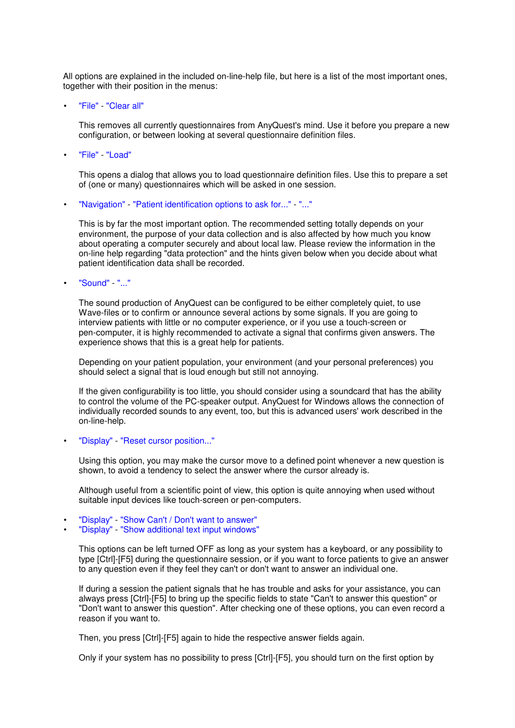All options are explained in the included on-line-help file, but here is a list of the most important ones, together with their position in the menus:

- "File" - "Clear all"

  This removes all currently questionnaires from AnyQuest's mind. Use it before you prepare a new configuration, or between looking at several questionnaire definition files.

- "File" - "Load"

  This opens a dialog that allows you to load questionnaire definition files. Use this to prepare a set of (one or many) questionnaires which will be asked in one session.

- "Navigation" - "Patient identification options to ask for..." - "..."

  This is by far the most important option. The recommended setting totally depends on your environment, the purpose of your data collection and is also affected by how much you know about operating a computer securely and about local law. Please review the information in the on-line help regarding "data protection" and the hints given below when you decide about what patient identification data shall be recorded.

- "Sound" - "..."

  The sound production of AnyQuest can be configured to be either completely quiet, to use Wave-files or to confirm or announce several actions by some signals. If you are going to interview patients with little or no computer experience, or if you use a touch-screen or pen-computer, it is highly recommended to activate a signal that confirms given answers. The experience shows that this is a great help for patients.

  Depending on your patient population, your environment (and your personal preferences) you should select a signal that is loud enough but still not annoying.

  If the given configurability is too little, you should consider using a soundcard that has the ability to control the volume of the PC-speaker output. AnyQuest for Windows allows the connection of individually recorded sounds to any event, too, but this is advanced users' work described in the on-line-help.

- "Display" - "Reset cursor position..."

  Using this option, you may make the cursor move to a defined point whenever a new question is shown, to avoid a tendency to select the answer where the cursor already is.

  Although useful from a scientific point of view, this option is quite annoying when used without suitable input devices like touch-screen or pen-computers.

- "Display" - "Show Can't / Don't want to answer"
- "Display" - "Show additional text input windows"

  This options can be left turned OFF as long as your system has a keyboard, or any possibility to type [Ctrl]-[F5] during the questionnaire session, or if you want to force patients to give an answer to any question even if they feel they can't or don't want to answer an individual one.

  If during a session the patient signals that he has trouble and asks for your assistance, you can always press [Ctrl]-[F5] to bring up the specific fields to state "Can't to answer this question" or "Don't want to answer this question". After checking one of these options, you can even record a reason if you want to.

  Then, you press [Ctrl]-[F5] again to hide the respective answer fields again.

  Only if your system has no possibility to press [Ctrl]-[F5], you should turn on the first option by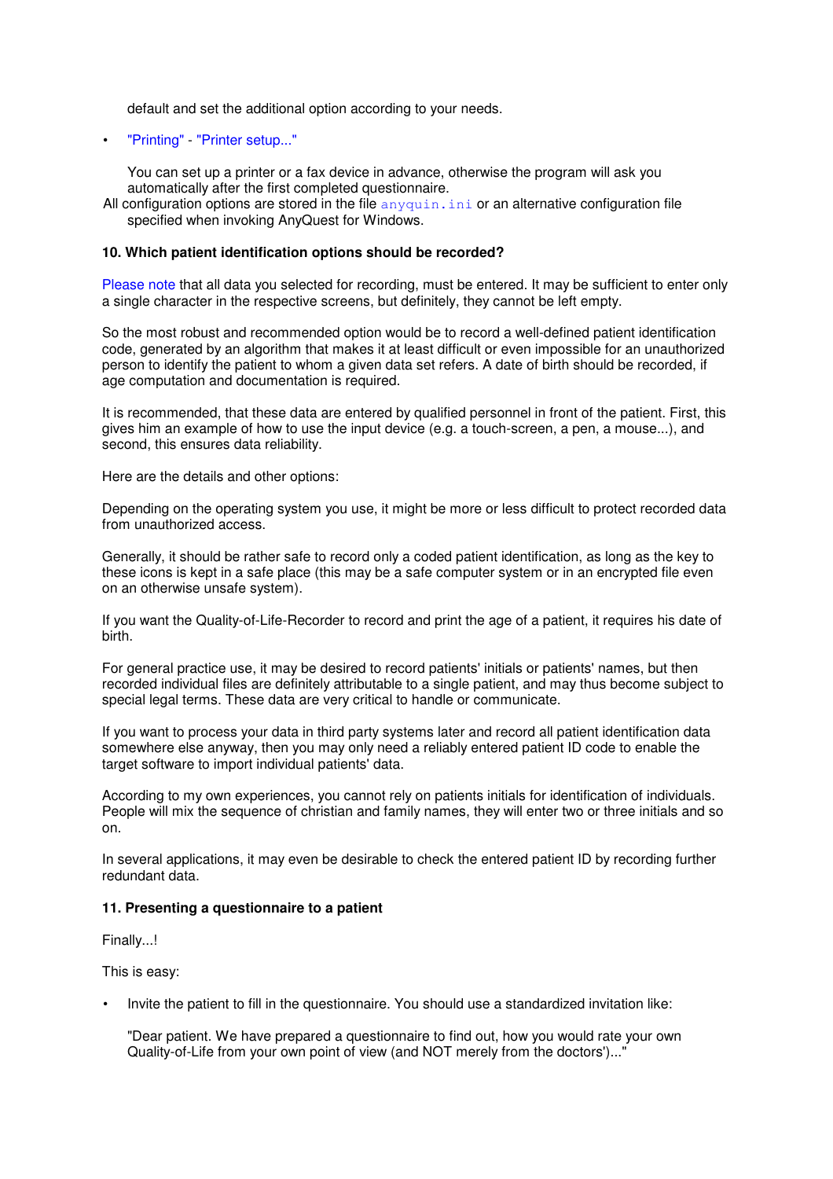default and set the additional option according to your needs.

- "Printing" - "Printer setup..."

  You can set up a printer or a fax device in advance, otherwise the program will ask you automatically after the first completed questionnaire.

All configuration options are stored in the file `anyquin.ini` or an alternative configuration file specified when invoking AnyQuest for Windows.

**10. Which patient identification options should be recorded?**

Please note that all data you selected for recording, must be entered. It may be sufficient to enter only a single character in the respective screens, but definitely, they cannot be left empty.

So the most robust and recommended option would be to record a well-defined patient identification code, generated by an algorithm that makes it at least difficult or even impossible for an unauthorized person to identify the patient to whom a given data set refers. A date of birth should be recorded, if age computation and documentation is required.

It is recommended, that these data are entered by qualified personnel in front of the patient. First, this gives him an example of how to use the input device (e.g. a touch-screen, a pen, a mouse...), and second, this ensures data reliability.

Here are the details and other options:

Depending on the operating system you use, it might be more or less difficult to protect recorded data from unauthorized access.

Generally, it should be rather safe to record only a coded patient identification, as long as the key to these icons is kept in a safe place (this may be a safe computer system or in an encrypted file even on an otherwise unsafe system).

If you want the Quality-of-Life-Recorder to record and print the age of a patient, it requires his date of birth.

For general practice use, it may be desired to record patients' initials or patients' names, but then recorded individual files are definitely attributable to a single patient, and may thus become subject to special legal terms. These data are very critical to handle or communicate.

If you want to process your data in third party systems later and record all patient identification data somewhere else anyway, then you may only need a reliably entered patient ID code to enable the target software to import individual patients' data.

According to my own experiences, you cannot rely on patients initials for identification of individuals. People will mix the sequence of christian and family names, they will enter two or three initials and so on.

In several applications, it may even be desirable to check the entered patient ID by recording further redundant data.

**11. Presenting a questionnaire to a patient**

Finally...!

This is easy:

- Invite the patient to fill in the questionnaire. You should use a standardized invitation like:

  "Dear patient. We have prepared a questionnaire to find out, how you would rate your own Quality-of-Life from your own point of view (and NOT merely from the doctors')..."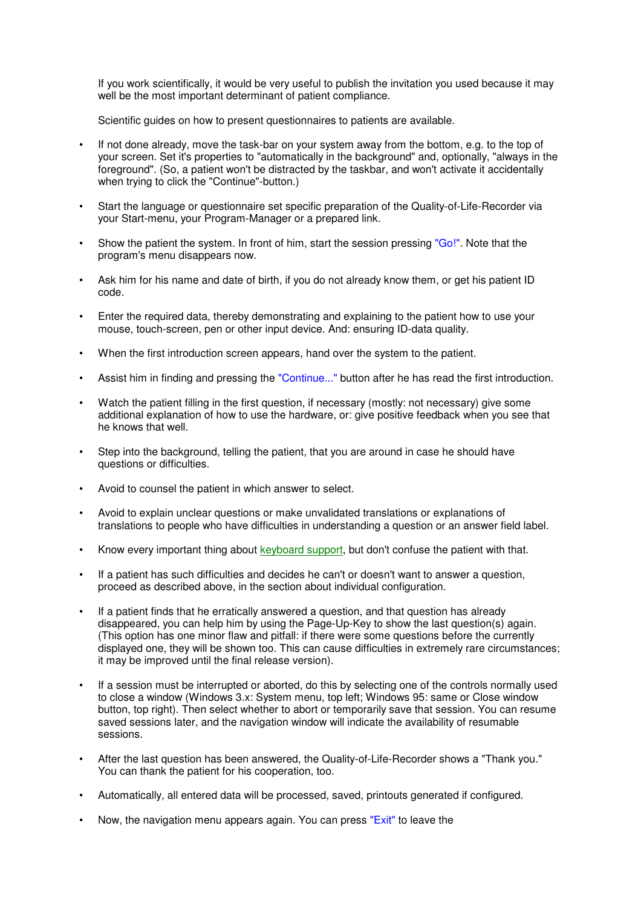If you work scientifically, it would be very useful to publish the invitation you used because it may well be the most important determinant of patient compliance.

Scientific guides on how to present questionnaires to patients are available.

- If not done already, move the task-bar on your system away from the bottom, e.g. to the top of your screen. Set it's properties to "automatically in the background" and, optionally, "always in the foreground". (So, a patient won't be distracted by the taskbar, and won't activate it accidentally when trying to click the "Continue"-button.)
- Start the language or questionnaire set specific preparation of the Quality-of-Life-Recorder via your Start-menu, your Program-Manager or a prepared link.
- Show the patient the system. In front of him, start the session pressing "Go!". Note that the program's menu disappears now.
- Ask him for his name and date of birth, if you do not already know them, or get his patient ID code.
- Enter the required data, thereby demonstrating and explaining to the patient how to use your mouse, touch-screen, pen or other input device. And: ensuring ID-data quality.
- When the first introduction screen appears, hand over the system to the patient.
- Assist him in finding and pressing the "Continue..." button after he has read the first introduction.
- Watch the patient filling in the first question, if necessary (mostly: not necessary) give some additional explanation of how to use the hardware, or: give positive feedback when you see that he knows that well.
- Step into the background, telling the patient, that you are around in case he should have questions or difficulties.
- Avoid to counsel the patient in which answer to select.
- Avoid to explain unclear questions or make unvalidated translations or explanations of translations to people who have difficulties in understanding a question or an answer field label.
- Know every important thing about keyboard support, but don't confuse the patient with that.
- If a patient has such difficulties and decides he can't or doesn't want to answer a question, proceed as described above, in the section about individual configuration.
- If a patient finds that he erratically answered a question, and that question has already disappeared, you can help him by using the Page-Up-Key to show the last question(s) again. (This option has one minor flaw and pitfall: if there were some questions before the currently displayed one, they will be shown too. This can cause difficulties in extremely rare circumstances; it may be improved until the final release version).
- If a session must be interrupted or aborted, do this by selecting one of the controls normally used to close a window (Windows 3.x: System menu, top left; Windows 95: same or Close window button, top right). Then select whether to abort or temporarily save that session. You can resume saved sessions later, and the navigation window will indicate the availability of resumable sessions.
- After the last question has been answered, the Quality-of-Life-Recorder shows a "Thank you." You can thank the patient for his cooperation, too.
- Automatically, all entered data will be processed, saved, printouts generated if configured.
- Now, the navigation menu appears again. You can press "Exit" to leave the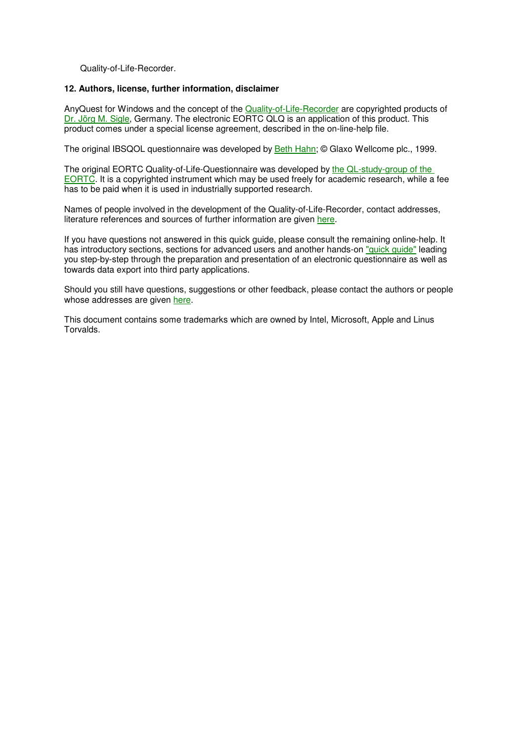Quality-of-Life-Recorder.

**12. Authors, license, further information, disclaimer**

AnyQuest for Windows and the concept of the Quality-of-Life-Recorder are copyrighted products of Dr. Jörg M. Sigle, Germany. The electronic EORTC QLQ is an application of this product. This product comes under a special license agreement, described in the on-line-help file.

The original IBSQOL questionnaire was developed by Beth Hahn; © Glaxo Wellcome plc., 1999.

The original EORTC Quality-of-Life-Questionnaire was developed by the QL-study-group of the EORTC. It is a copyrighted instrument which may be used freely for academic research, while a fee has to be paid when it is used in industrially supported research.

Names of people involved in the development of the Quality-of-Life-Recorder, contact addresses, literature references and sources of further information are given here.

If you have questions not answered in this quick guide, please consult the remaining online-help. It has introductory sections, sections for advanced users and another hands-on "quick guide" leading you step-by-step through the preparation and presentation of an electronic questionnaire as well as towards data export into third party applications.

Should you still have questions, suggestions or other feedback, please contact the authors or people whose addresses are given here.

This document contains some trademarks which are owned by Intel, Microsoft, Apple and Linus Torvalds.